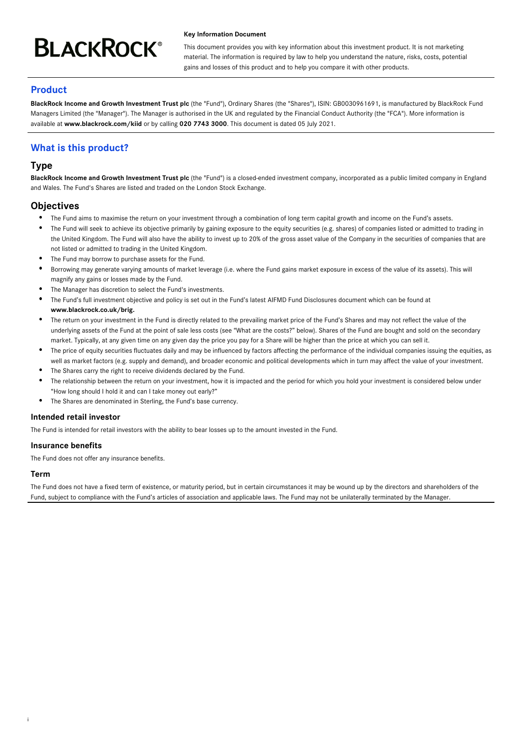BLACKROCK®

**Key Information Document**

This document provides you with key information about this investment product. It is not marketing material. The information is required by law to help you understand the nature, risks, costs, potential gains and losses of this product and to help you compare it with other products.

## Product

**BlackRock Income and Growth Investment Trust plc** (the "Fund"), Ordinary Shares (the "Shares"), ISIN: GB0030961691, is manufactured by BlackRock Fund Managers Limited (the "Manager"). The Manager is authorised in the UK and regulated by the Financial Conduct Authority (the "FCA"). More information is available at **www.blackrock.com/kiid** or by calling **020 7743 3000**. This document is dated 05 July 2021.

## What is this product?

### Type

**BlackRock Income and Growth Investment Trust plc** (the "Fund") is a closed-ended investment company, incorporated as a public limited company in England and Wales. The Fund's Shares are listed and traded on the London Stock Exchange.

### Objectives

- The Fund aims to maximise the return on your investment through a combination of long term capital growth and income on the Fund's assets.
- The Fund will seek to achieve its objective primarily by gaining exposure to the equity securities (e.g. shares) of companies listed or admitted to trading in the United Kingdom. The Fund will also have the ability to invest up to 20% of the gross asset value of the Company in the securities of companies that are not listed or admitted to trading in the United Kingdom.
- The Fund may borrow to purchase assets for the Fund.
- Borrowing may generate varying amounts of market leverage (i.e. where the Fund gains market exposure in excess of the value of its assets). This will magnify any gains or losses made by the Fund.
- The Manager has discretion to select the Fund's investments.
- The Fund's full investment objective and policy is set out in the Fund's latest AIFMD Fund Disclosures document which can be found at **www.blackrock.co.uk/brig.**
- The return on your investment in the Fund is directly related to the prevailing market price of the Fund's Shares and may not reflect the value of the underlying assets of the Fund at the point of sale less costs (see "What are the costs?" below). Shares of the Fund are bought and sold on the secondary market. Typically, at any given time on any given day the price you pay for a Share will be higher than the price at which you can sell it.
- The price of equity securities fluctuates daily and may be influenced by factors affecting the performance of the individual companies issuing the equities, as well as market factors (e.g. supply and demand), and broader economic and political developments which in turn may affect the value of your investment.
- The Shares carry the right to receive dividends declared by the Fund.
- The relationship between the return on your investment, how it is impacted and the period for which you hold your investment is considered below under "How long should I hold it and can I take money out early?"
- The Shares are denominated in Sterling, the Fund's base currency.

#### Intended retail investor

The Fund is intended for retail investors with the ability to bear losses up to the amount invested in the Fund.

#### Insurance benefits

The Fund does not offer any insurance benefits.

#### Term

The Fund does not have a fixed term of existence, or maturity period, but in certain circumstances it may be wound up by the directors and shareholders of the Fund, subject to compliance with the Fund's articles of association and applicable laws. The Fund may not be unilaterally terminated by the Manager.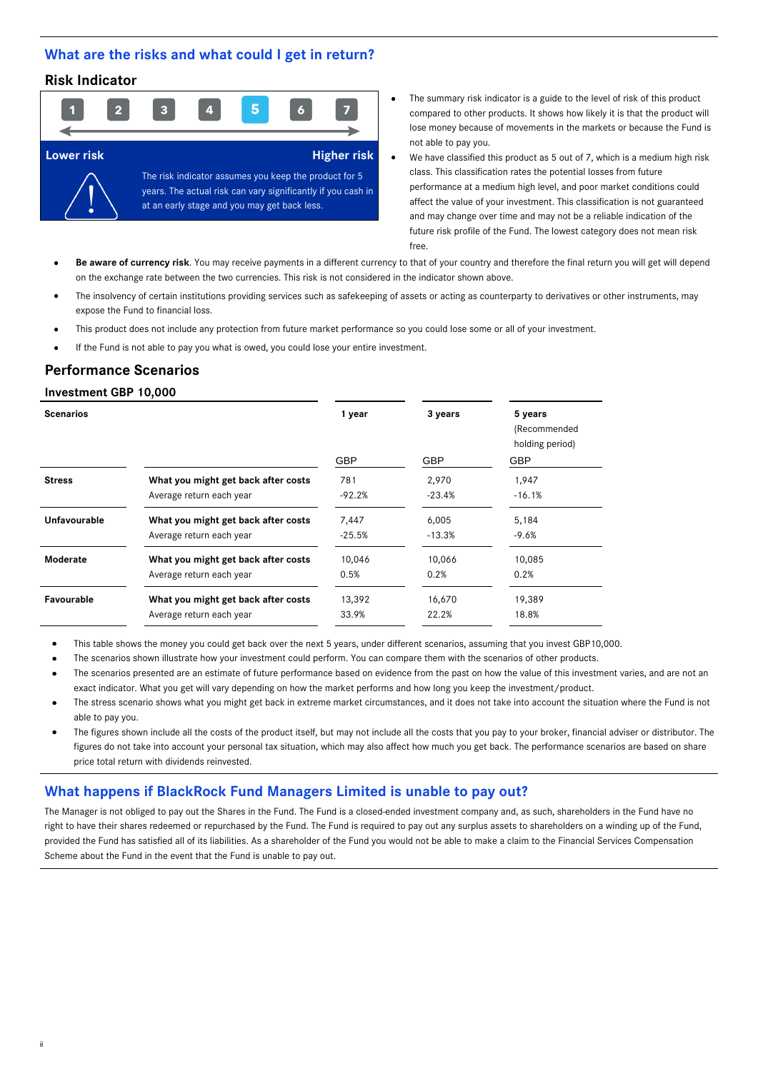## What are the risks and what could I get in return?

### Risk Indicator

1 2 3 **5** 6 7 — 4

| 1 | 2 | 3 | 4 | **5** | 6 | 7 |
|---|---|---|---|---|---|---|

**Lower risk** **Higher risk**

The risk indicator assumes you keep the product for 5 years. The actual risk can vary significantly if you cash in at an early stage and you may get back less.

- The summary risk indicator is a guide to the level of risk of this product compared to other products. It shows how likely it is that the product will lose money because of movements in the markets or because the Fund is not able to pay you.
- We have classified this product as 5 out of 7, which is a medium high risk class. This classification rates the potential losses from future performance at a medium high level, and poor market conditions could affect the value of your investment. This classification is not guaranteed and may change over time and may not be a reliable indication of the future risk profile of the Fund. The lowest category does not mean risk free.
- **Be aware of currency risk**. You may receive payments in a different currency to that of your country and therefore the final return you will get will depend on the exchange rate between the two currencies. This risk is not considered in the indicator shown above.
- The insolvency of certain institutions providing services such as safekeeping of assets or acting as counterparty to derivatives or other instruments, may expose the Fund to financial loss.
- This product does not include any protection from future market performance so you could lose some or all of your investment.
- If the Fund is not able to pay you what is owed, you could lose your entire investment.

### Performance Scenarios

**Investment GBP 10,000**

| **Scenarios** | | **1 year** GBP | **3 years** GBP | **5 years** (Recommended holding period) GBP |
|---|---|---|---|---|
| **Stress** | **What you might get back after costs** | 781 | 2,970 | 1,947 |
| | Average return each year | -92.2% | -23.4% | -16.1% |
| **Unfavourable** | **What you might get back after costs** | 7,447 | 6,005 | 5,184 |
| | Average return each year | -25.5% | -13.3% | -9.6% |
| **Moderate** | **What you might get back after costs** | 10,046 | 10,066 | 10,085 |
| | Average return each year | 0.5% | 0.2% | 0.2% |
| **Favourable** | **What you might get back after costs** | 13,392 | 16,670 | 19,389 |
| | Average return each year | 33.9% | 22.2% | 18.8% |

- This table shows the money you could get back over the next 5 years, under different scenarios, assuming that you invest GBP10,000.
- The scenarios shown illustrate how your investment could perform. You can compare them with the scenarios of other products.
- The scenarios presented are an estimate of future performance based on evidence from the past on how the value of this investment varies, and are not an exact indicator. What you get will vary depending on how the market performs and how long you keep the investment/product.
- The stress scenario shows what you might get back in extreme market circumstances, and it does not take into account the situation where the Fund is not able to pay you.
- The figures shown include all the costs of the product itself, but may not include all the costs that you pay to your broker, financial adviser or distributor. The figures do not take into account your personal tax situation, which may also affect how much you get back. The performance scenarios are based on share price total return with dividends reinvested.

## What happens if BlackRock Fund Managers Limited is unable to pay out?

The Manager is not obliged to pay out the Shares in the Fund. The Fund is a closed-ended investment company and, as such, shareholders in the Fund have no right to have their shares redeemed or repurchased by the Fund. The Fund is required to pay out any surplus assets to shareholders on a winding up of the Fund, provided the Fund has satisfied all of its liabilities. As a shareholder of the Fund you would not be able to make a claim to the Financial Services Compensation Scheme about the Fund in the event that the Fund is unable to pay out.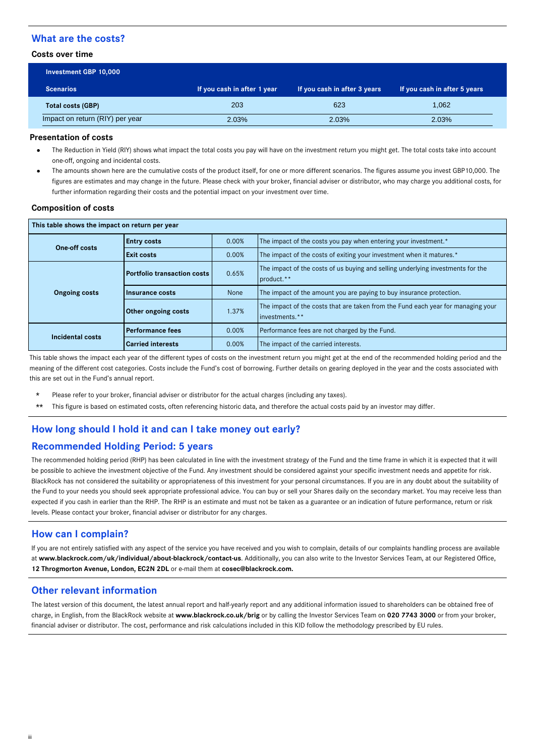## What are the costs?

### Costs over time

| Investment GBP 10,000 | | | |
|---|---|---|---|
| **Scenarios** | **If you cash in after 1 year** | **If you cash in after 3 years** | **If you cash in after 5 years** |
| **Total costs (GBP)** | 203 | 623 | 1,062 |
| Impact on return (RIY) per year | 2.03% | 2.03% | 2.03% |

### Presentation of costs

- The Reduction in Yield (RIY) shows what impact the total costs you pay will have on the investment return you might get. The total costs take into account one-off, ongoing and incidental costs.
- The amounts shown here are the cumulative costs of the product itself, for one or more different scenarios. The figures assume you invest GBP10,000. The figures are estimates and may change in the future. Please check with your broker, financial adviser or distributor, who may charge you additional costs, for further information regarding their costs and the potential impact on your investment over time.

### Composition of costs

| This table shows the impact on return per year | | | |
|---|---|---|---|
| **One-off costs** | **Entry costs** | 0.00% | The impact of the costs you pay when entering your investment.* |
| | **Exit costs** | 0.00% | The impact of the costs of exiting your investment when it matures.* |
| **Ongoing costs** | **Portfolio transaction costs** | 0.65% | The impact of the costs of us buying and selling underlying investments for the product.** |
| | **Insurance costs** | None | The impact of the amount you are paying to buy insurance protection. |
| | **Other ongoing costs** | 1.37% | The impact of the costs that are taken from the Fund each year for managing your investments.** |
| **Incidental costs** | **Performance fees** | 0.00% | Performance fees are not charged by the Fund. |
| | **Carried interests** | 0.00% | The impact of the carried interests. |

This table shows the impact each year of the different types of costs on the investment return you might get at the end of the recommended holding period and the meaning of the different cost categories. Costs include the Fund's cost of borrowing. Further details on gearing deployed in the year and the costs associated with this are set out in the Fund's annual report.

\* Please refer to your broker, financial adviser or distributor for the actual charges (including any taxes).

** This figure is based on estimated costs, often referencing historic data, and therefore the actual costs paid by an investor may differ.

## How long should I hold it and can I take money out early?

## Recommended Holding Period: 5 years

The recommended holding period (RHP) has been calculated in line with the investment strategy of the Fund and the time frame in which it is expected that it will be possible to achieve the investment objective of the Fund. Any investment should be considered against your specific investment needs and appetite for risk. BlackRock has not considered the suitability or appropriateness of this investment for your personal circumstances. If you are in any doubt about the suitability of the Fund to your needs you should seek appropriate professional advice. You can buy or sell your Shares daily on the secondary market. You may receive less than expected if you cash in earlier than the RHP. The RHP is an estimate and must not be taken as a guarantee or an indication of future performance, return or risk levels. Please contact your broker, financial adviser or distributor for any charges.

## How can I complain?

If you are not entirely satisfied with any aspect of the service you have received and you wish to complain, details of our complaints handling process are available at **www.blackrock.com/uk/individual/about-blackrock/contact-us**. Additionally, you can also write to the Investor Services Team, at our Registered Office, **12 Throgmorton Avenue, London, EC2N 2DL** or e-mail them at **cosec@blackrock.com.**

## Other relevant information

The latest version of this document, the latest annual report and half-yearly report and any additional information issued to shareholders can be obtained free of charge, in English, from the BlackRock website at **www.blackrock.co.uk/brig** or by calling the Investor Services Team on **020 7743 3000** or from your broker, financial adviser or distributor. The cost, performance and risk calculations included in this KID follow the methodology prescribed by EU rules.